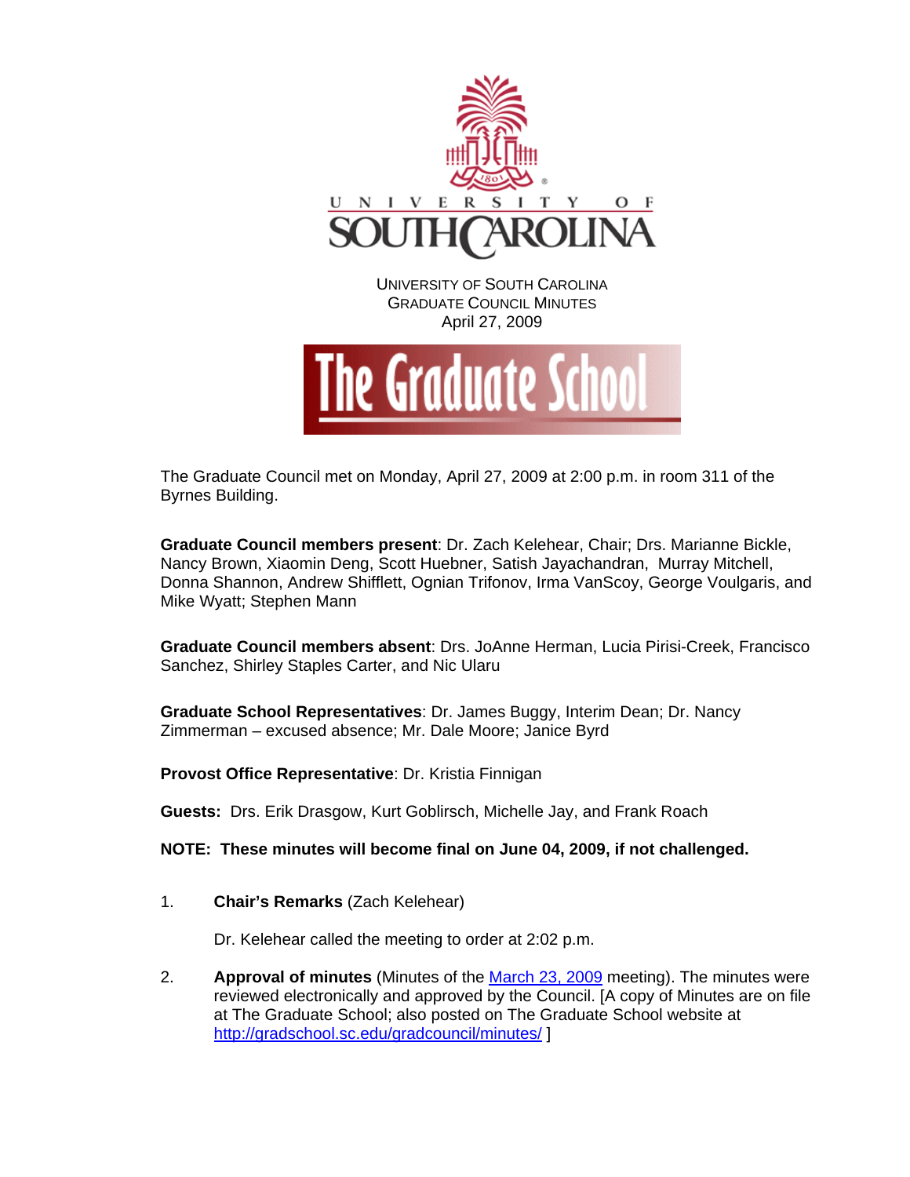UNIVERSITY OF SOUTH CAROLINA
GRADUATE COUNCIL MINUTES
April 27, 2009

The Graduate Council met on Monday, April 27, 2009 at 2:00 p.m. in room 311 of the Byrnes Building.

**Graduate Council members present**: Dr. Zach Kelehear, Chair; Drs. Marianne Bickle, Nancy Brown, Xiaomin Deng, Scott Huebner, Satish Jayachandran, Murray Mitchell, Donna Shannon, Andrew Shifflett, Ognian Trifonov, Irma VanScoy, George Voulgaris, and Mike Wyatt; Stephen Mann

**Graduate Council members absent**: Drs. JoAnne Herman, Lucia Pirisi-Creek, Francisco Sanchez, Shirley Staples Carter, and Nic Ularu

**Graduate School Representatives**: Dr. James Buggy, Interim Dean; Dr. Nancy Zimmerman – excused absence; Mr. Dale Moore; Janice Byrd

**Provost Office Representative**: Dr. Kristia Finnigan

**Guests:** Drs. Erik Drasgow, Kurt Goblirsch, Michelle Jay, and Frank Roach

**NOTE: These minutes will become final on June 04, 2009, if not challenged.**

1. **Chair's Remarks** (Zach Kelehear)

   Dr. Kelehear called the meeting to order at 2:02 p.m.

2. **Approval of minutes** (Minutes of the March 23, 2009 meeting). The minutes were reviewed electronically and approved by the Council. [A copy of Minutes are on file at The Graduate School; also posted on The Graduate School website at http://gradschool.sc.edu/gradcouncil/minutes/ ]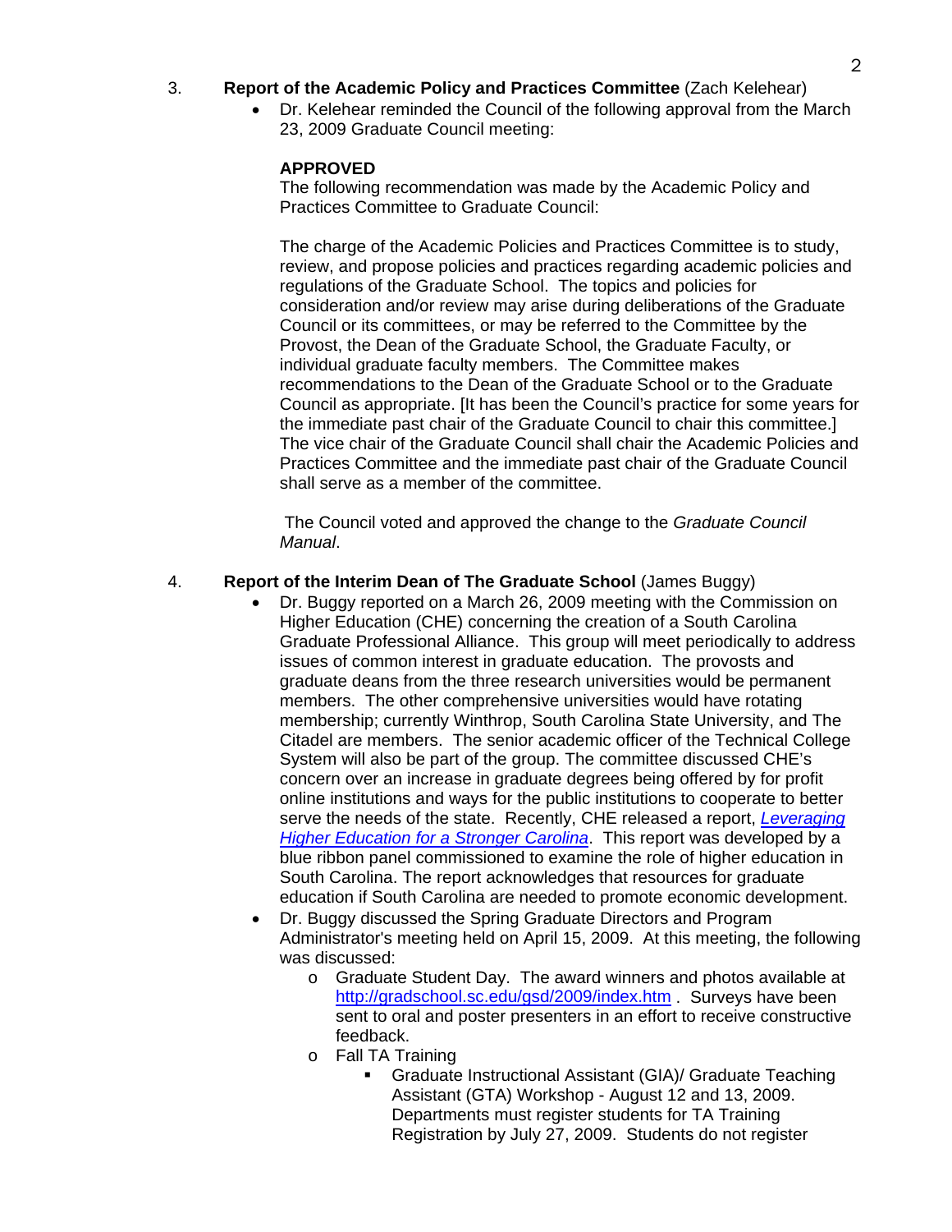3. **Report of the Academic Policy and Practices Committee** (Zach Kelehear)

   - Dr. Kelehear reminded the Council of the following approval from the March 23, 2009 Graduate Council meeting:

     **APPROVED**
     The following recommendation was made by the Academic Policy and Practices Committee to Graduate Council:

     The charge of the Academic Policies and Practices Committee is to study, review, and propose policies and practices regarding academic policies and regulations of the Graduate School. The topics and policies for consideration and/or review may arise during deliberations of the Graduate Council or its committees, or may be referred to the Committee by the Provost, the Dean of the Graduate School, the Graduate Faculty, or individual graduate faculty members. The Committee makes recommendations to the Dean of the Graduate School or to the Graduate Council as appropriate. [It has been the Council's practice for some years for the immediate past chair of the Graduate Council to chair this committee.] The vice chair of the Graduate Council shall chair the Academic Policies and Practices Committee and the immediate past chair of the Graduate Council shall serve as a member of the committee.

     The Council voted and approved the change to the *Graduate Council Manual*.

4. **Report of the Interim Dean of The Graduate School** (James Buggy)

   - Dr. Buggy reported on a March 26, 2009 meeting with the Commission on Higher Education (CHE) concerning the creation of a South Carolina Graduate Professional Alliance. This group will meet periodically to address issues of common interest in graduate education. The provosts and graduate deans from the three research universities would be permanent members. The other comprehensive universities would have rotating membership; currently Winthrop, South Carolina State University, and The Citadel are members. The senior academic officer of the Technical College System will also be part of the group. The committee discussed CHE's concern over an increase in graduate degrees being offered by for profit online institutions and ways for the public institutions to cooperate to better serve the needs of the state. Recently, CHE released a report, *Leveraging Higher Education for a Stronger Carolina*. This report was developed by a blue ribbon panel commissioned to examine the role of higher education in South Carolina. The report acknowledges that resources for graduate education if South Carolina are needed to promote economic development.
   - Dr. Buggy discussed the Spring Graduate Directors and Program Administrator's meeting held on April 15, 2009. At this meeting, the following was discussed:
     - Graduate Student Day. The award winners and photos available at http://gradschool.sc.edu/gsd/2009/index.htm . Surveys have been sent to oral and poster presenters in an effort to receive constructive feedback.
     - Fall TA Training
       - Graduate Instructional Assistant (GIA)/ Graduate Teaching Assistant (GTA) Workshop - August 12 and 13, 2009. Departments must register students for TA Training Registration by July 27, 2009. Students do not register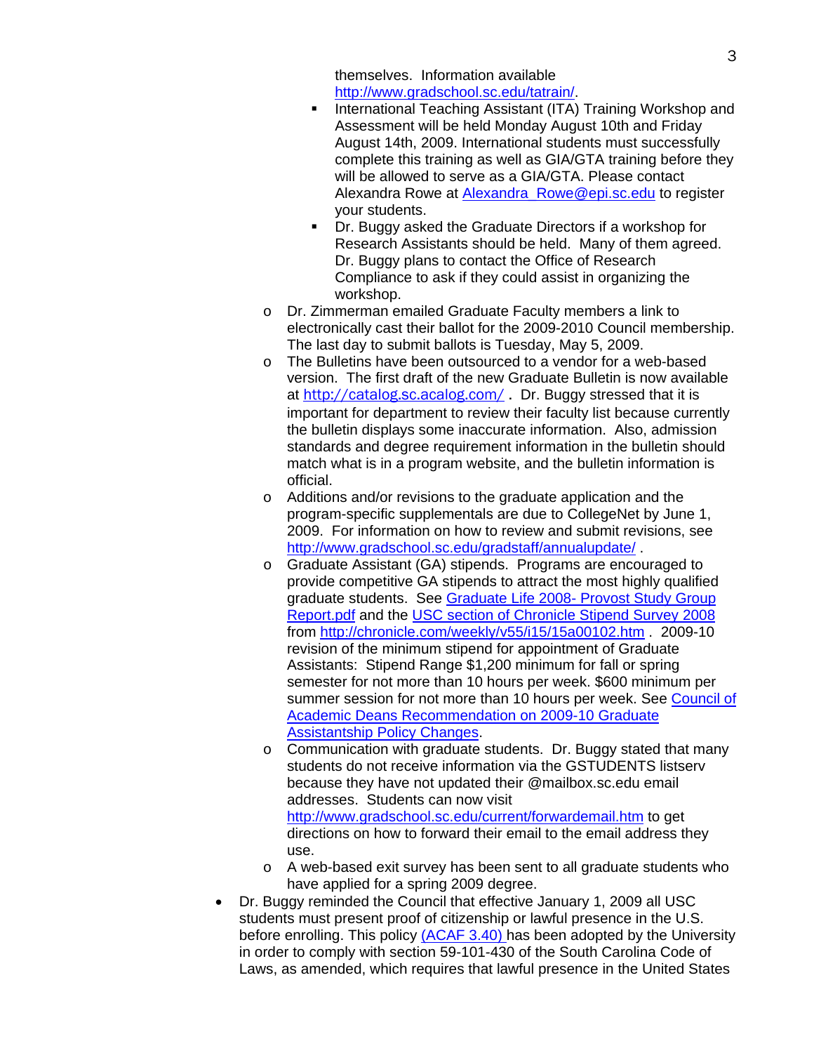themselves. Information available http://www.gradschool.sc.edu/tatrain/.

        - International Teaching Assistant (ITA) Training Workshop and Assessment will be held Monday August 10th and Friday August 14th, 2009. International students must successfully complete this training as well as GIA/GTA training before they will be allowed to serve as a GIA/GTA. Please contact Alexandra Rowe at Alexandra_Rowe@epi.sc.edu to register your students.
        - Dr. Buggy asked the Graduate Directors if a workshop for Research Assistants should be held. Many of them agreed. Dr. Buggy plans to contact the Office of Research Compliance to ask if they could assist in organizing the workshop.
    - Dr. Zimmerman emailed Graduate Faculty members a link to electronically cast their ballot for the 2009-2010 Council membership. The last day to submit ballots is Tuesday, May 5, 2009.
    - The Bulletins have been outsourced to a vendor for a web-based version. The first draft of the new Graduate Bulletin is now available at http://catalog.sc.acalog.com/ . Dr. Buggy stressed that it is important for department to review their faculty list because currently the bulletin displays some inaccurate information. Also, admission standards and degree requirement information in the bulletin should match what is in a program website, and the bulletin information is official.
    - Additions and/or revisions to the graduate application and the program-specific supplementals are due to CollegeNet by June 1, 2009. For information on how to review and submit revisions, see http://www.gradschool.sc.edu/gradstaff/annualupdate/ .
    - Graduate Assistant (GA) stipends. Programs are encouraged to provide competitive GA stipends to attract the most highly qualified graduate students. See Graduate Life 2008- Provost Study Group Report.pdf and the USC section of Chronicle Stipend Survey 2008 from http://chronicle.com/weekly/v55/i15/15a00102.htm . 2009-10 revision of the minimum stipend for appointment of Graduate Assistants: Stipend Range $1,200 minimum for fall or spring semester for not more than 10 hours per week. $600 minimum per summer session for not more than 10 hours per week. See Council of Academic Deans Recommendation on 2009-10 Graduate Assistantship Policy Changes.
    - Communication with graduate students. Dr. Buggy stated that many students do not receive information via the GSTUDENTS listserv because they have not updated their @mailbox.sc.edu email addresses. Students can now visit http://www.gradschool.sc.edu/current/forwardemail.htm to get directions on how to forward their email to the email address they use.
    - A web-based exit survey has been sent to all graduate students who have applied for a spring 2009 degree.
- Dr. Buggy reminded the Council that effective January 1, 2009 all USC students must present proof of citizenship or lawful presence in the U.S. before enrolling. This policy (ACAF 3.40) has been adopted by the University in order to comply with section 59-101-430 of the South Carolina Code of Laws, as amended, which requires that lawful presence in the United States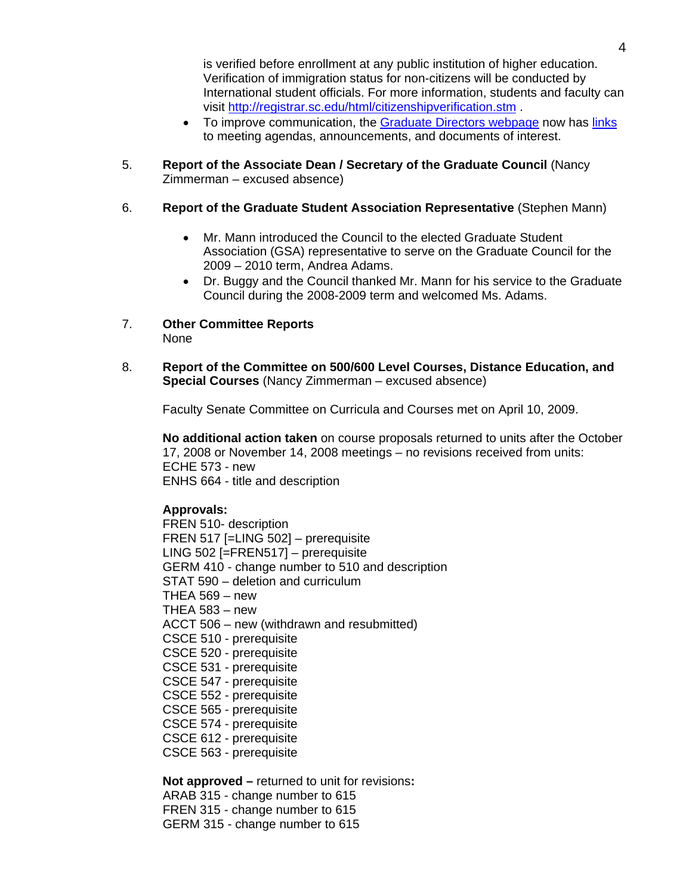is verified before enrollment at any public institution of higher education. Verification of immigration status for non-citizens will be conducted by International student officials. For more information, students and faculty can visit http://registrar.sc.edu/html/citizenshipverification.stm .

- To improve communication, the Graduate Directors webpage now has links to meeting agendas, announcements, and documents of interest.

5. **Report of the Associate Dean / Secretary of the Graduate Council** (Nancy Zimmerman – excused absence)

6. **Report of the Graduate Student Association Representative** (Stephen Mann)

   - Mr. Mann introduced the Council to the elected Graduate Student Association (GSA) representative to serve on the Graduate Council for the 2009 – 2010 term, Andrea Adams.
   - Dr. Buggy and the Council thanked Mr. Mann for his service to the Graduate Council during the 2008-2009 term and welcomed Ms. Adams.

7. **Other Committee Reports**
   None

8. **Report of the Committee on 500/600 Level Courses, Distance Education, and Special Courses** (Nancy Zimmerman – excused absence)

   Faculty Senate Committee on Curricula and Courses met on April 10, 2009.

   **No additional action taken** on course proposals returned to units after the October 17, 2008 or November 14, 2008 meetings – no revisions received from units:
   ECHE 573 - new
   ENHS 664 - title and description

   **Approvals:**
   FREN 510- description
   FREN 517 [=LING 502] – prerequisite
   LING 502 [=FREN517] – prerequisite
   GERM 410 - change number to 510 and description
   STAT 590 – deletion and curriculum
   THEA 569 – new
   THEA 583 – new
   ACCT 506 – new (withdrawn and resubmitted)
   CSCE 510 - prerequisite
   CSCE 520 - prerequisite
   CSCE 531 - prerequisite
   CSCE 547 - prerequisite
   CSCE 552 - prerequisite
   CSCE 565 - prerequisite
   CSCE 574 - prerequisite
   CSCE 612 - prerequisite
   CSCE 563 - prerequisite

   **Not approved –** returned to unit for revisions**:**
   ARAB 315 - change number to 615
   FREN 315 - change number to 615
   GERM 315 - change number to 615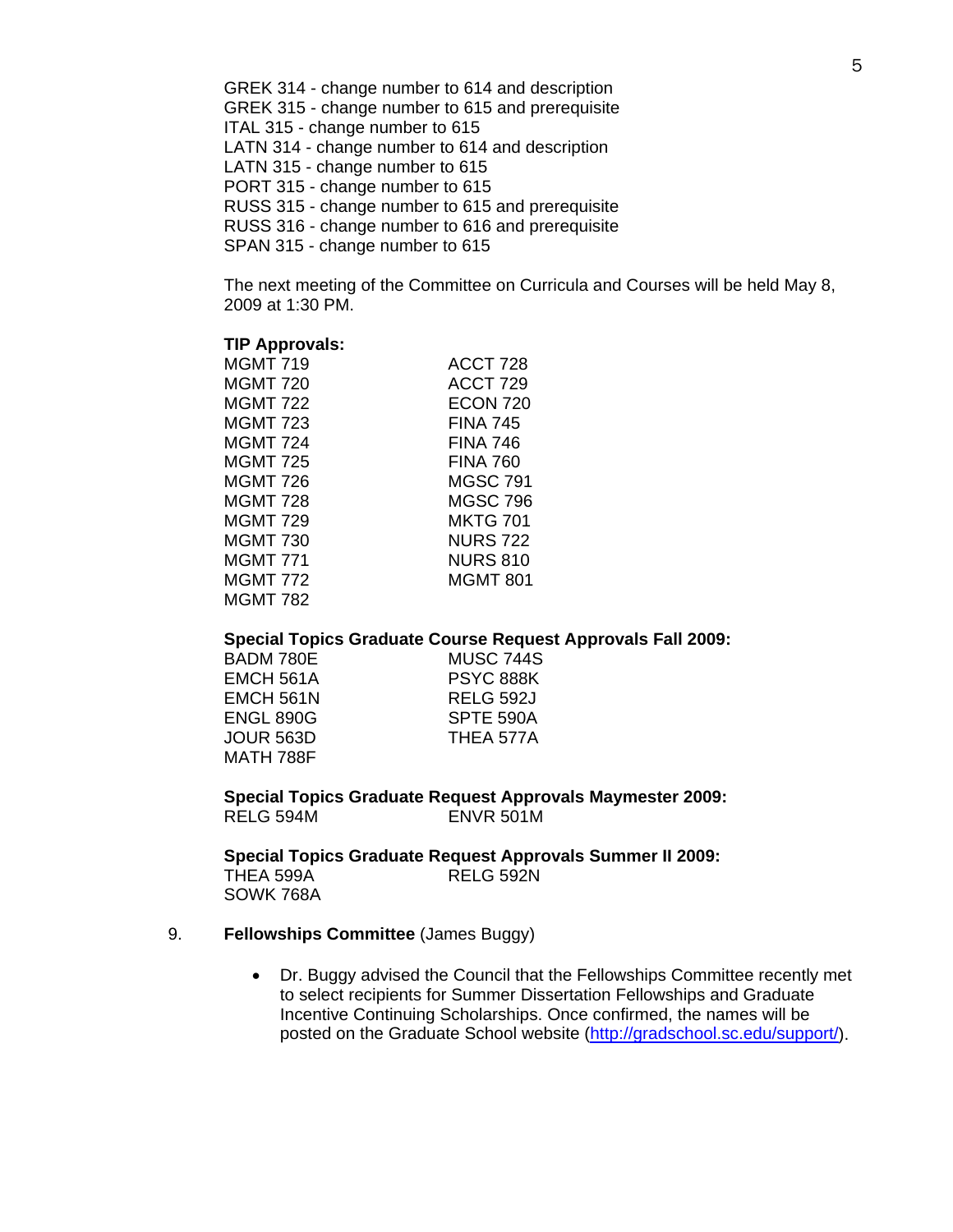GREK 314 - change number to 614 and description
GREK 315 - change number to 615 and prerequisite
ITAL 315 - change number to 615
LATN 314 - change number to 614 and description
LATN 315 - change number to 615
PORT 315 - change number to 615
RUSS 315 - change number to 615 and prerequisite
RUSS 316 - change number to 616 and prerequisite
SPAN 315 - change number to 615

The next meeting of the Committee on Curricula and Courses will be held May 8, 2009 at 1:30 PM.

**TIP Approvals:**

| | |
|---|---|
| MGMT 719 | ACCT 728 |
| MGMT 720 | ACCT 729 |
| MGMT 722 | ECON 720 |
| MGMT 723 | FINA 745 |
| MGMT 724 | FINA 746 |
| MGMT 725 | FINA 760 |
| MGMT 726 | MGSC 791 |
| MGMT 728 | MGSC 796 |
| MGMT 729 | MKTG 701 |
| MGMT 730 | NURS 722 |
| MGMT 771 | NURS 810 |
| MGMT 772 | MGMT 801 |
| MGMT 782 | |

**Special Topics Graduate Course Request Approvals Fall 2009:**

| | |
|---|---|
| BADM 780E | MUSC 744S |
| EMCH 561A | PSYC 888K |
| EMCH 561N | RELG 592J |
| ENGL 890G | SPTE 590A |
| JOUR 563D | THEA 577A |
| MATH 788F | |

**Special Topics Graduate Request Approvals Maymester 2009:**

| | |
|---|---|
| RELG 594M | ENVR 501M |

**Special Topics Graduate Request Approvals Summer II 2009:**

| | |
|---|---|
| THEA 599A | RELG 592N |
| SOWK 768A | |

9. **Fellowships Committee** (James Buggy)

- Dr. Buggy advised the Council that the Fellowships Committee recently met to select recipients for Summer Dissertation Fellowships and Graduate Incentive Continuing Scholarships. Once confirmed, the names will be posted on the Graduate School website (http://gradschool.sc.edu/support/).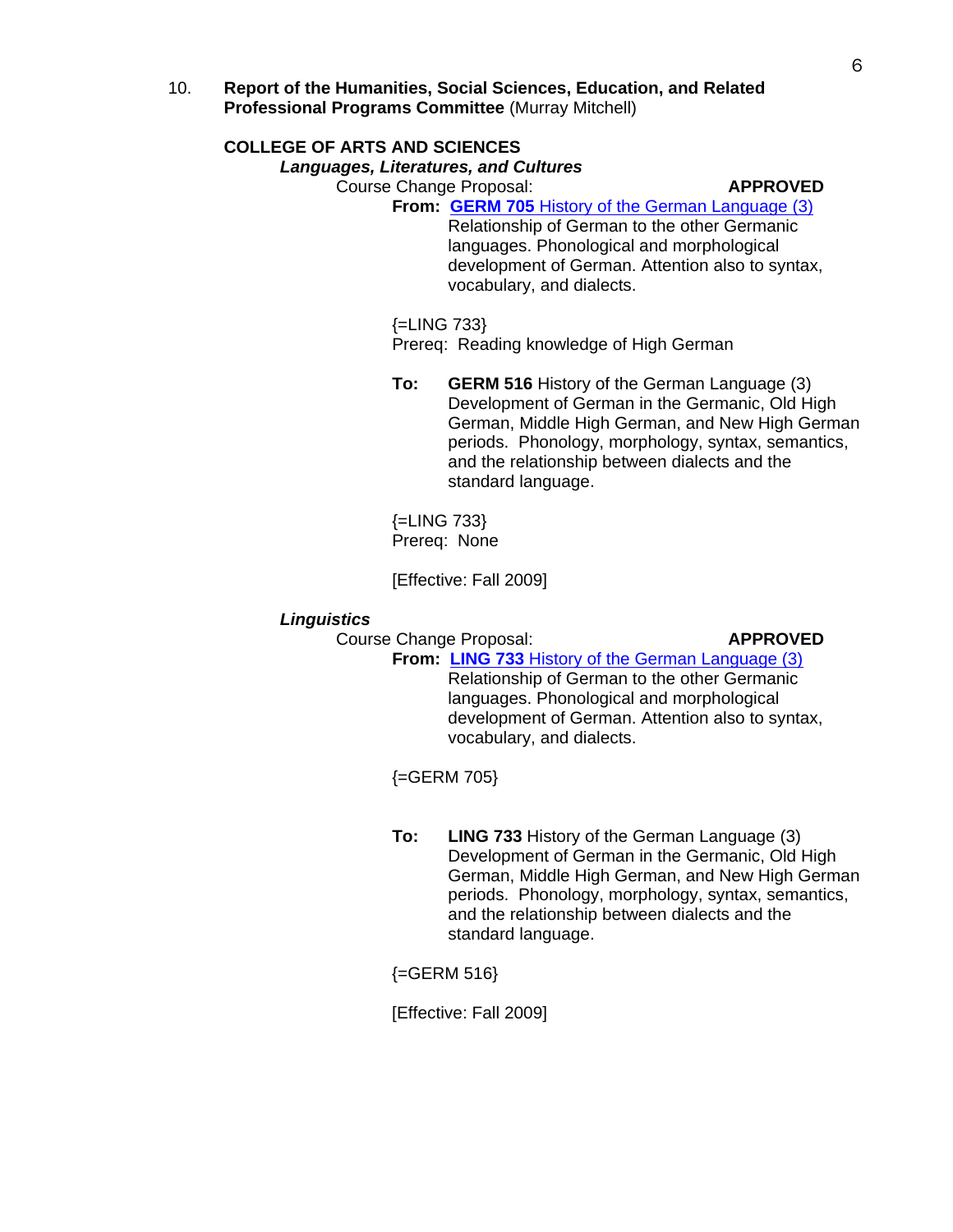10. **Report of the Humanities, Social Sciences, Education, and Related Professional Programs Committee** (Murray Mitchell)

**COLLEGE OF ARTS AND SCIENCES**

***Languages, Literatures, and Cultures***

Course Change Proposal: **APPROVED**

**From:** **GERM 705** History of the German Language (3)
Relationship of German to the other Germanic languages. Phonological and morphological development of German. Attention also to syntax, vocabulary, and dialects.

{=LING 733}
Prereq: Reading knowledge of High German

**To:** **GERM 516** History of the German Language (3)
Development of German in the Germanic, Old High German, Middle High German, and New High German periods. Phonology, morphology, syntax, semantics, and the relationship between dialects and the standard language.

{=LING 733}
Prereq: None

[Effective: Fall 2009]

***Linguistics***

Course Change Proposal: **APPROVED**

**From:** **LING 733** History of the German Language (3)
Relationship of German to the other Germanic languages. Phonological and morphological development of German. Attention also to syntax, vocabulary, and dialects.

{=GERM 705}

**To:** **LING 733** History of the German Language (3)
Development of German in the Germanic, Old High German, Middle High German, and New High German periods. Phonology, morphology, syntax, semantics, and the relationship between dialects and the standard language.

{=GERM 516}

[Effective: Fall 2009]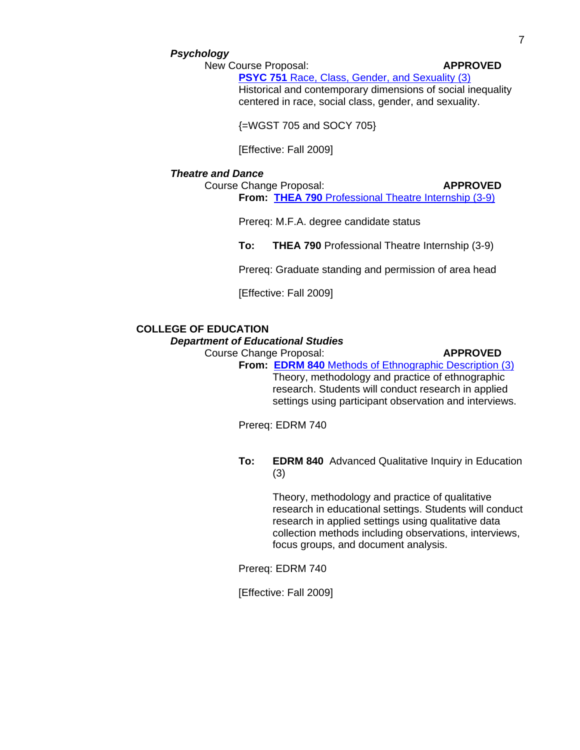***Psychology***

New Course Proposal: **APPROVED**

**PSYC 751** Race, Class, Gender, and Sexuality (3)
Historical and contemporary dimensions of social inequality centered in race, social class, gender, and sexuality.

{=WGST 705 and SOCY 705}

[Effective: Fall 2009]

***Theatre and Dance***

Course Change Proposal: **APPROVED**

**From: THEA 790** Professional Theatre Internship (3-9)

Prereq: M.F.A. degree candidate status

**To: THEA 790** Professional Theatre Internship (3-9)

Prereq: Graduate standing and permission of area head

[Effective: Fall 2009]

## COLLEGE OF EDUCATION

***Department of Educational Studies***

Course Change Proposal: **APPROVED**

**From: EDRM 840** Methods of Ethnographic Description (3)
Theory, methodology and practice of ethnographic research. Students will conduct research in applied settings using participant observation and interviews.

Prereq: EDRM 740

**To: EDRM 840** Advanced Qualitative Inquiry in Education (3)

Theory, methodology and practice of qualitative research in educational settings. Students will conduct research in applied settings using qualitative data collection methods including observations, interviews, focus groups, and document analysis.

Prereq: EDRM 740

[Effective: Fall 2009]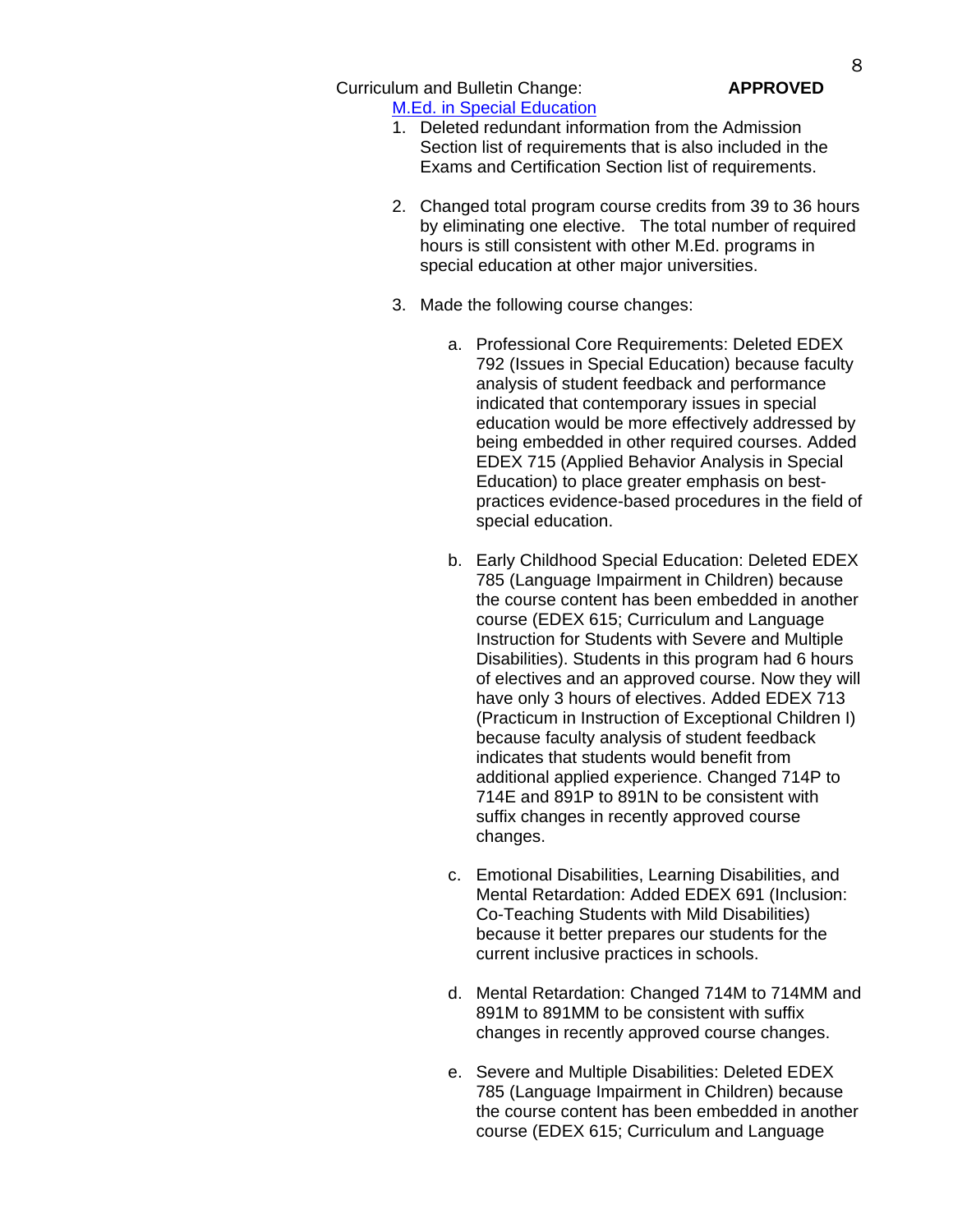Curriculum and Bulletin Change: **APPROVED**

[M.Ed. in Special Education]

1. Deleted redundant information from the Admission Section list of requirements that is also included in the Exams and Certification Section list of requirements.

2. Changed total program course credits from 39 to 36 hours by eliminating one elective. The total number of required hours is still consistent with other M.Ed. programs in special education at other major universities.

3. Made the following course changes:

    a. Professional Core Requirements: Deleted EDEX 792 (Issues in Special Education) because faculty analysis of student feedback and performance indicated that contemporary issues in special education would be more effectively addressed by being embedded in other required courses. Added EDEX 715 (Applied Behavior Analysis in Special Education) to place greater emphasis on best-practices evidence-based procedures in the field of special education.

    b. Early Childhood Special Education: Deleted EDEX 785 (Language Impairment in Children) because the course content has been embedded in another course (EDEX 615; Curriculum and Language Instruction for Students with Severe and Multiple Disabilities). Students in this program had 6 hours of electives and an approved course. Now they will have only 3 hours of electives. Added EDEX 713 (Practicum in Instruction of Exceptional Children I) because faculty analysis of student feedback indicates that students would benefit from additional applied experience. Changed 714P to 714E and 891P to 891N to be consistent with suffix changes in recently approved course changes.

    c. Emotional Disabilities, Learning Disabilities, and Mental Retardation: Added EDEX 691 (Inclusion: Co-Teaching Students with Mild Disabilities) because it better prepares our students for the current inclusive practices in schools.

    d. Mental Retardation: Changed 714M to 714MM and 891M to 891MM to be consistent with suffix changes in recently approved course changes.

    e. Severe and Multiple Disabilities: Deleted EDEX 785 (Language Impairment in Children) because the course content has been embedded in another course (EDEX 615; Curriculum and Language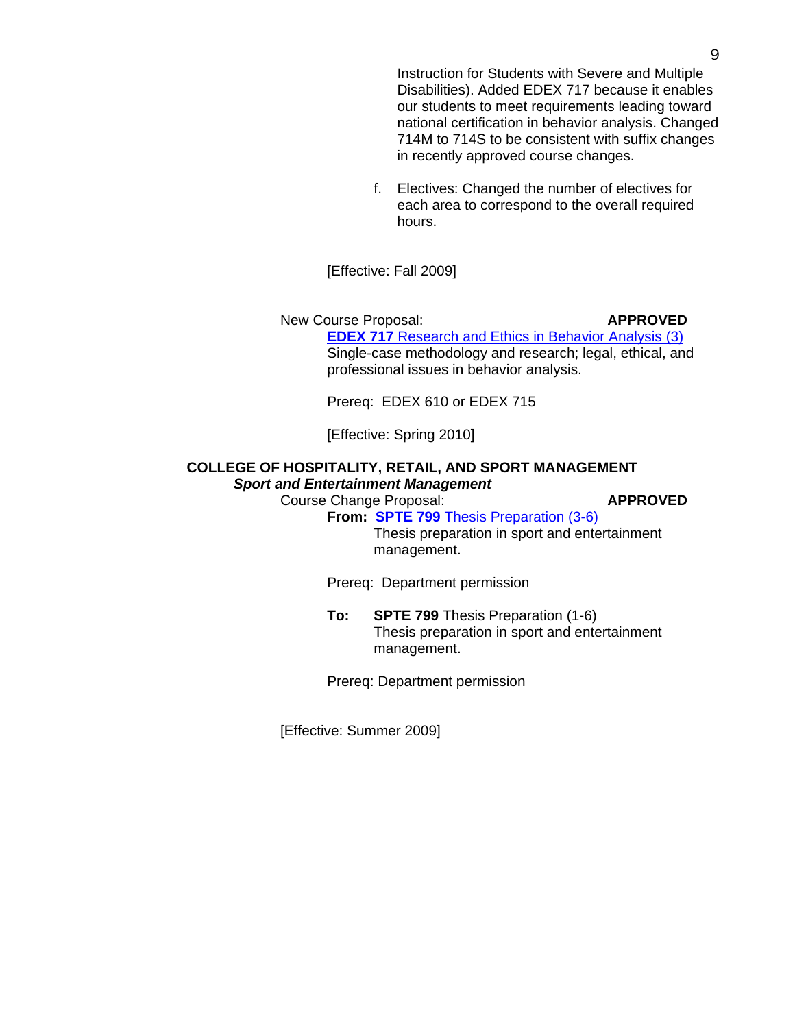Instruction for Students with Severe and Multiple Disabilities). Added EDEX 717 because it enables our students to meet requirements leading toward national certification in behavior analysis. Changed 714M to 714S to be consistent with suffix changes in recently approved course changes.

f. Electives: Changed the number of electives for each area to correspond to the overall required hours.

[Effective: Fall 2009]

New Course Proposal: **APPROVED**

**EDEX 717** Research and Ethics in Behavior Analysis (3)
Single-case methodology and research; legal, ethical, and professional issues in behavior analysis.

Prereq: EDEX 610 or EDEX 715

[Effective: Spring 2010]

## COLLEGE OF HOSPITALITY, RETAIL, AND SPORT MANAGEMENT

### *Sport and Entertainment Management*

Course Change Proposal: **APPROVED**

**From:** **SPTE 799** Thesis Preparation (3-6)
Thesis preparation in sport and entertainment management.

Prereq: Department permission

**To:** **SPTE 799** Thesis Preparation (1-6)
Thesis preparation in sport and entertainment management.

Prereq: Department permission

[Effective: Summer 2009]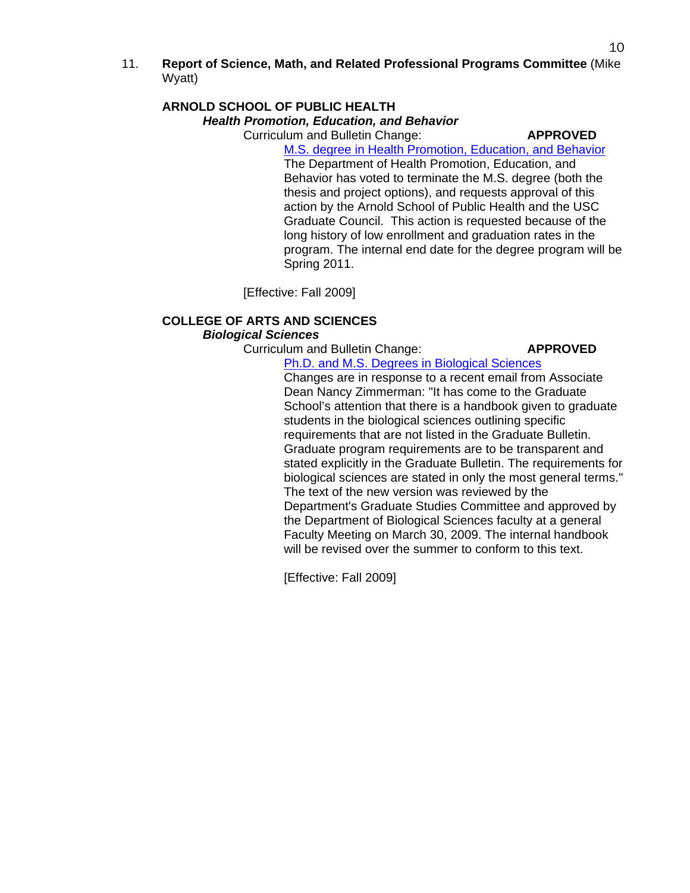11. **Report of Science, Math, and Related Professional Programs Committee** (Mike Wyatt)

**ARNOLD SCHOOL OF PUBLIC HEALTH**

***Health Promotion, Education, and Behavior***

Curriculum and Bulletin Change: **APPROVED**

M.S. degree in Health Promotion, Education, and Behavior

The Department of Health Promotion, Education, and Behavior has voted to terminate the M.S. degree (both the thesis and project options), and requests approval of this action by the Arnold School of Public Health and the USC Graduate Council. This action is requested because of the long history of low enrollment and graduation rates in the program. The internal end date for the degree program will be Spring 2011.

[Effective: Fall 2009]

**COLLEGE OF ARTS AND SCIENCES**

***Biological Sciences***

Curriculum and Bulletin Change: **APPROVED**

Ph.D. and M.S. Degrees in Biological Sciences

Changes are in response to a recent email from Associate Dean Nancy Zimmerman: "It has come to the Graduate School's attention that there is a handbook given to graduate students in the biological sciences outlining specific requirements that are not listed in the Graduate Bulletin. Graduate program requirements are to be transparent and stated explicitly in the Graduate Bulletin. The requirements for biological sciences are stated in only the most general terms." The text of the new version was reviewed by the Department's Graduate Studies Committee and approved by the Department of Biological Sciences faculty at a general Faculty Meeting on March 30, 2009. The internal handbook will be revised over the summer to conform to this text.

[Effective: Fall 2009]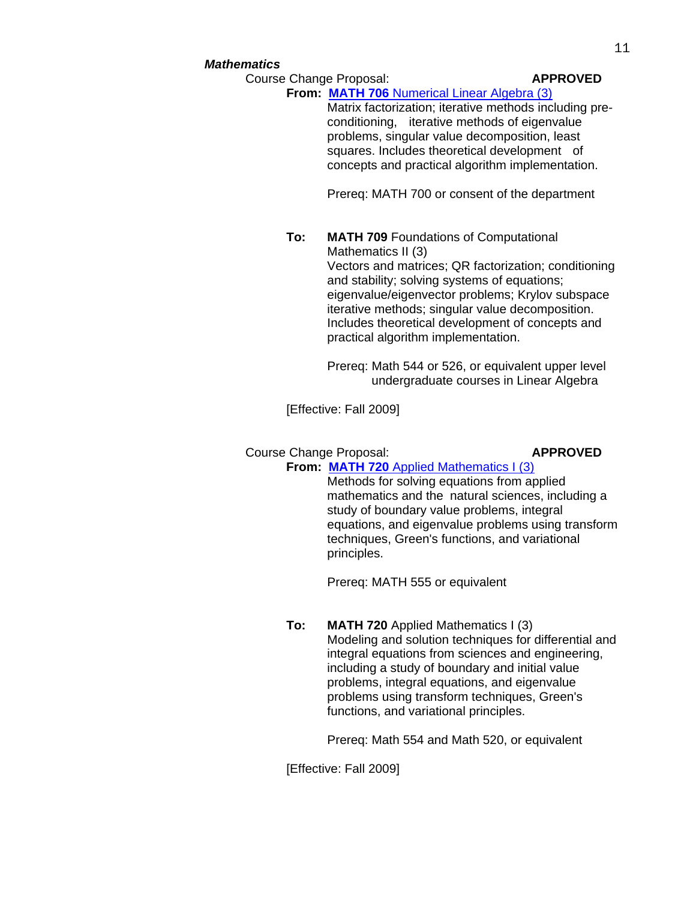***Mathematics***

Course Change Proposal: **APPROVED**

**From:** **MATH 706** Numerical Linear Algebra (3)

Matrix factorization; iterative methods including pre-conditioning, iterative methods of eigenvalue problems, singular value decomposition, least squares. Includes theoretical development of concepts and practical algorithm implementation.

Prereq: MATH 700 or consent of the department

**To:** **MATH 709** Foundations of Computational Mathematics II (3)

Vectors and matrices; QR factorization; conditioning and stability; solving systems of equations; eigenvalue/eigenvector problems; Krylov subspace iterative methods; singular value decomposition. Includes theoretical development of concepts and practical algorithm implementation.

Prereq: Math 544 or 526, or equivalent upper level undergraduate courses in Linear Algebra

[Effective: Fall 2009]

Course Change Proposal: **APPROVED**

**From:** **MATH 720** Applied Mathematics I (3)

Methods for solving equations from applied mathematics and the natural sciences, including a study of boundary value problems, integral equations, and eigenvalue problems using transform techniques, Green's functions, and variational principles.

Prereq: MATH 555 or equivalent

**To:** **MATH 720** Applied Mathematics I (3)

Modeling and solution techniques for differential and integral equations from sciences and engineering, including a study of boundary and initial value problems, integral equations, and eigenvalue problems using transform techniques, Green's functions, and variational principles.

Prereq: Math 554 and Math 520, or equivalent

[Effective: Fall 2009]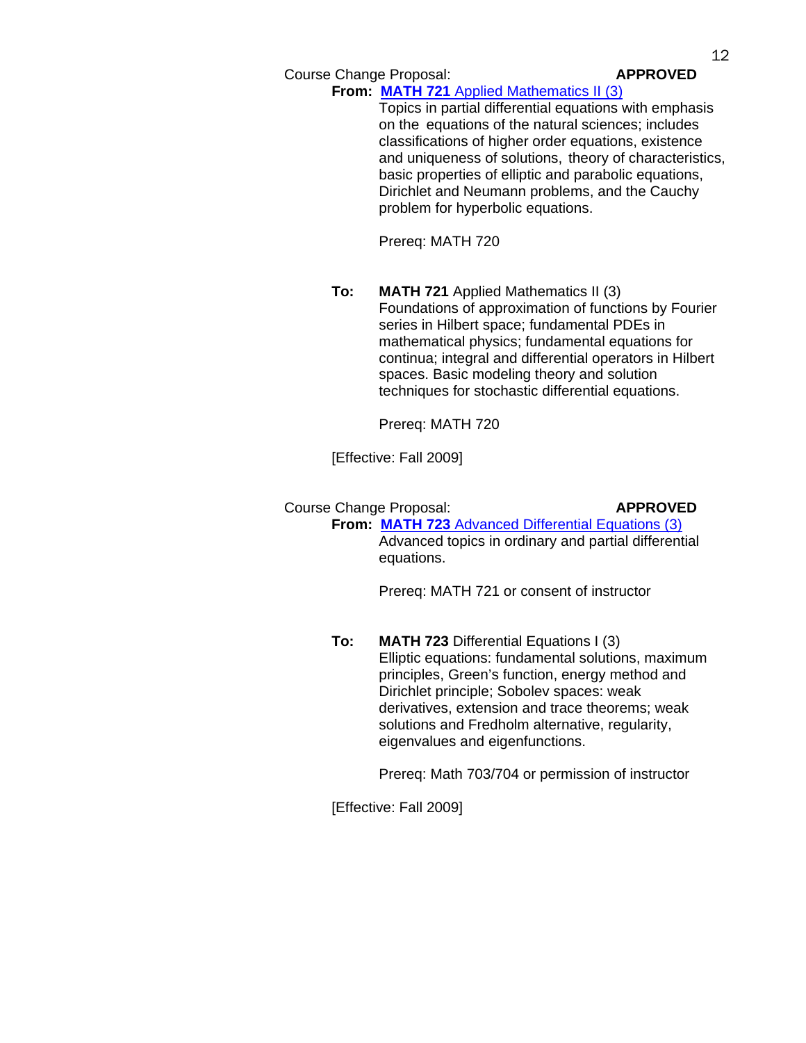Course Change Proposal: **APPROVED**

**From:** **MATH 721** Applied Mathematics II (3)

Topics in partial differential equations with emphasis on the equations of the natural sciences; includes classifications of higher order equations, existence and uniqueness of solutions, theory of characteristics, basic properties of elliptic and parabolic equations, Dirichlet and Neumann problems, and the Cauchy problem for hyperbolic equations.

Prereq: MATH 720

**To:** **MATH 721** Applied Mathematics II (3)

Foundations of approximation of functions by Fourier series in Hilbert space; fundamental PDEs in mathematical physics; fundamental equations for continua; integral and differential operators in Hilbert spaces. Basic modeling theory and solution techniques for stochastic differential equations.

Prereq: MATH 720

[Effective: Fall 2009]

Course Change Proposal: **APPROVED**

**From:** **MATH 723** Advanced Differential Equations (3)

Advanced topics in ordinary and partial differential equations.

Prereq: MATH 721 or consent of instructor

**To:** **MATH 723** Differential Equations I (3)

Elliptic equations: fundamental solutions, maximum principles, Green's function, energy method and Dirichlet principle; Sobolev spaces: weak derivatives, extension and trace theorems; weak solutions and Fredholm alternative, regularity, eigenvalues and eigenfunctions.

Prereq: Math 703/704 or permission of instructor

[Effective: Fall 2009]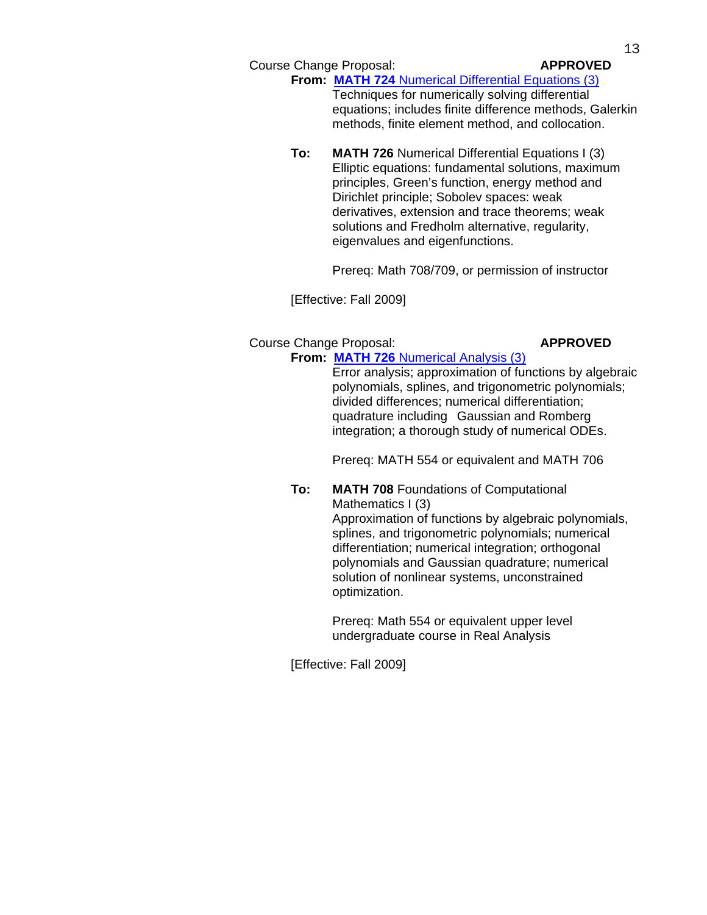Course Change Proposal: **APPROVED**

**From:** **MATH 724** Numerical Differential Equations (3)

Techniques for numerically solving differential equations; includes finite difference methods, Galerkin methods, finite element method, and collocation.

**To:** **MATH 726** Numerical Differential Equations I (3)

Elliptic equations: fundamental solutions, maximum principles, Green's function, energy method and Dirichlet principle; Sobolev spaces: weak derivatives, extension and trace theorems; weak solutions and Fredholm alternative, regularity, eigenvalues and eigenfunctions.

Prereq: Math 708/709, or permission of instructor

[Effective: Fall 2009]

Course Change Proposal: **APPROVED**

**From:** **MATH 726** Numerical Analysis (3)

Error analysis; approximation of functions by algebraic polynomials, splines, and trigonometric polynomials; divided differences; numerical differentiation; quadrature including Gaussian and Romberg integration; a thorough study of numerical ODEs.

Prereq: MATH 554 or equivalent and MATH 706

**To:** **MATH 708** Foundations of Computational Mathematics I (3)

Approximation of functions by algebraic polynomials, splines, and trigonometric polynomials; numerical differentiation; numerical integration; orthogonal polynomials and Gaussian quadrature; numerical solution of nonlinear systems, unconstrained optimization.

Prereq: Math 554 or equivalent upper level undergraduate course in Real Analysis

[Effective: Fall 2009]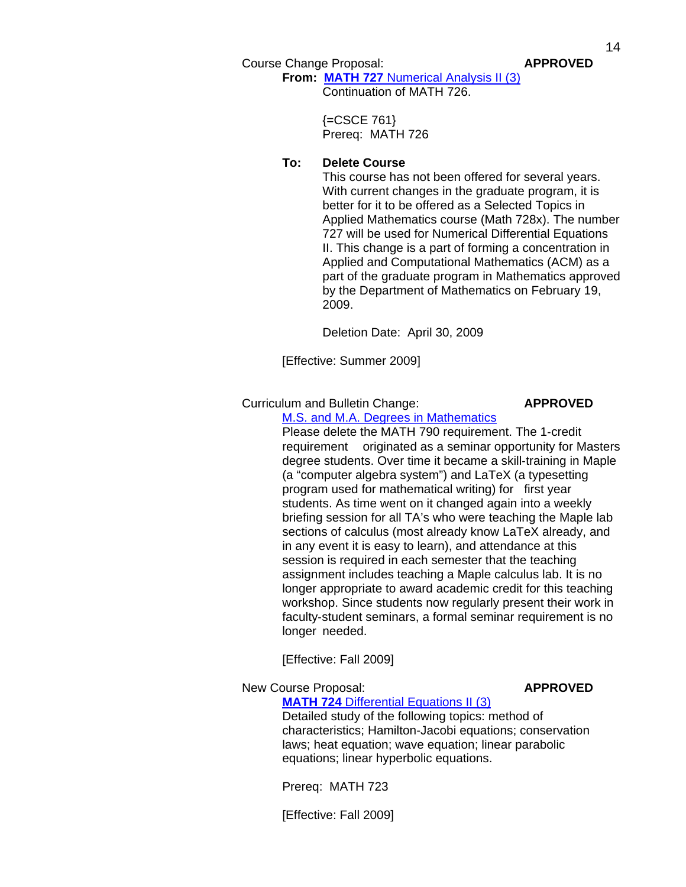Course Change Proposal: **APPROVED**

**From:** **MATH 727** Numerical Analysis II (3)

Continuation of MATH 726.

{=CSCE 761}
Prereq: MATH 726

**To:** **Delete Course**

This course has not been offered for several years. With current changes in the graduate program, it is better for it to be offered as a Selected Topics in Applied Mathematics course (Math 728x). The number 727 will be used for Numerical Differential Equations II. This change is a part of forming a concentration in Applied and Computational Mathematics (ACM) as a part of the graduate program in Mathematics approved by the Department of Mathematics on February 19, 2009.

Deletion Date: April 30, 2009

[Effective: Summer 2009]

Curriculum and Bulletin Change: **APPROVED**

M.S. and M.A. Degrees in Mathematics

Please delete the MATH 790 requirement. The 1-credit requirement originated as a seminar opportunity for Masters degree students. Over time it became a skill-training in Maple (a "computer algebra system") and LaTeX (a typesetting program used for mathematical writing) for first year students. As time went on it changed again into a weekly briefing session for all TA's who were teaching the Maple lab sections of calculus (most already know LaTeX already, and in any event it is easy to learn), and attendance at this session is required in each semester that the teaching assignment includes teaching a Maple calculus lab. It is no longer appropriate to award academic credit for this teaching workshop. Since students now regularly present their work in faculty-student seminars, a formal seminar requirement is no longer needed.

[Effective: Fall 2009]

New Course Proposal: **APPROVED**

**MATH 724** Differential Equations II (3)

Detailed study of the following topics: method of characteristics; Hamilton-Jacobi equations; conservation laws; heat equation; wave equation; linear parabolic equations; linear hyperbolic equations.

Prereq: MATH 723

[Effective: Fall 2009]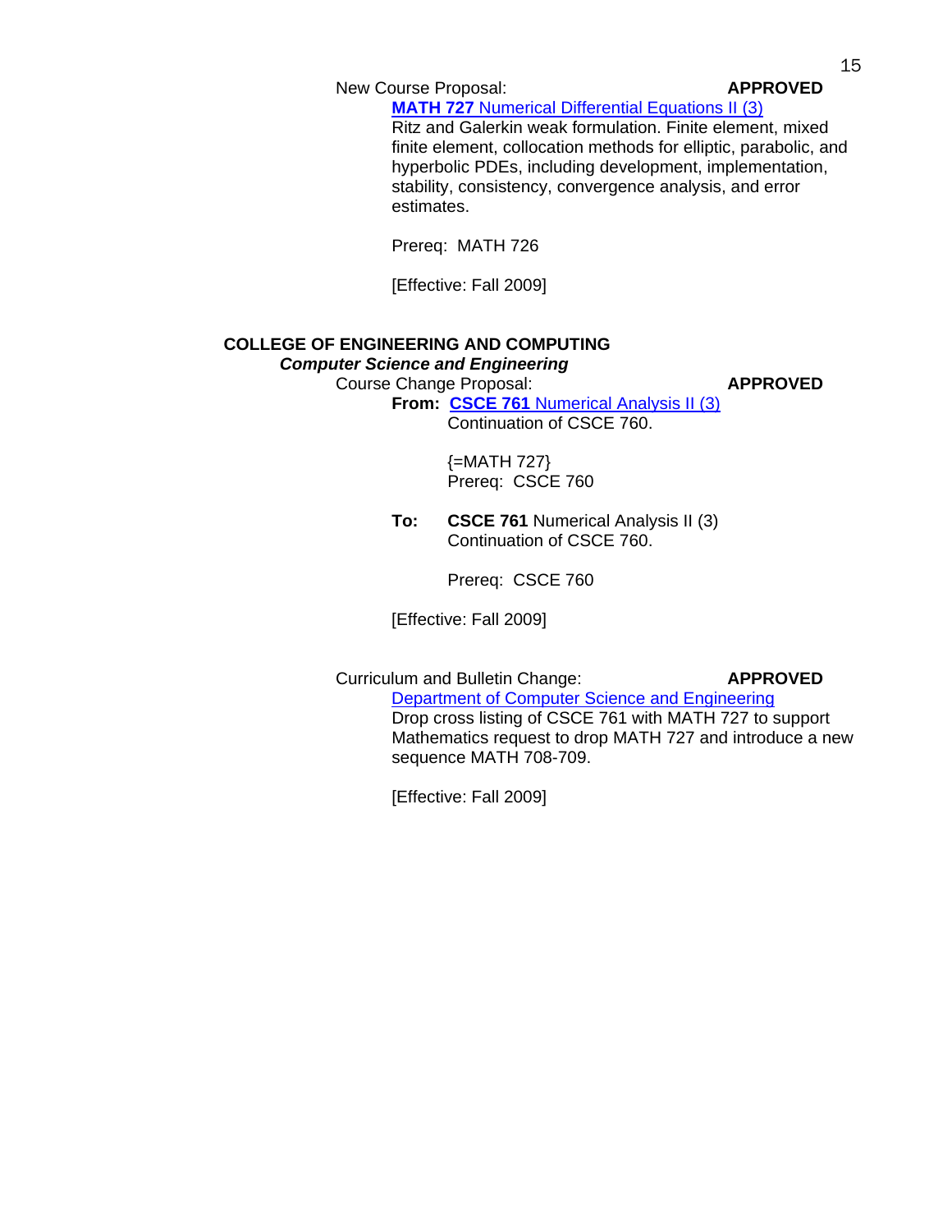New Course Proposal: **APPROVED**

**MATH 727** Numerical Differential Equations II (3)
Ritz and Galerkin weak formulation. Finite element, mixed finite element, collocation methods for elliptic, parabolic, and hyperbolic PDEs, including development, implementation, stability, consistency, convergence analysis, and error estimates.

Prereq: MATH 726

[Effective: Fall 2009]

## COLLEGE OF ENGINEERING AND COMPUTING

### *Computer Science and Engineering*

Course Change Proposal: **APPROVED**

**From:** **CSCE 761** Numerical Analysis II (3)
Continuation of CSCE 760.

{=MATH 727}
Prereq: CSCE 760

**To:** **CSCE 761** Numerical Analysis II (3)
Continuation of CSCE 760.

Prereq: CSCE 760

[Effective: Fall 2009]

Curriculum and Bulletin Change: **APPROVED**

Department of Computer Science and Engineering
Drop cross listing of CSCE 761 with MATH 727 to support Mathematics request to drop MATH 727 and introduce a new sequence MATH 708-709.

[Effective: Fall 2009]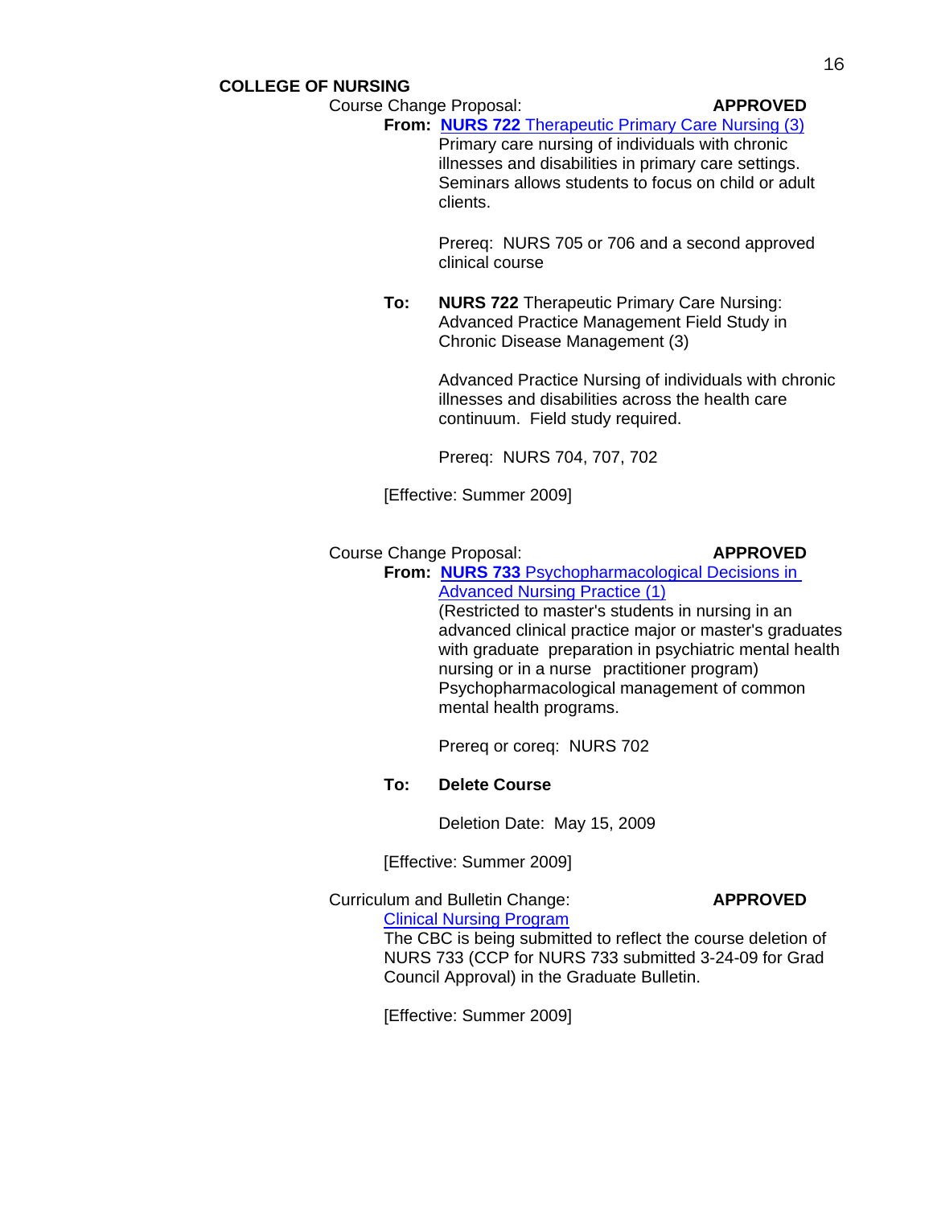## COLLEGE OF NURSING

Course Change Proposal: **APPROVED**

**From:** **NURS 722** Therapeutic Primary Care Nursing (3)

Primary care nursing of individuals with chronic illnesses and disabilities in primary care settings. Seminars allows students to focus on child or adult clients.

Prereq: NURS 705 or 706 and a second approved clinical course

**To:** **NURS 722** Therapeutic Primary Care Nursing: Advanced Practice Management Field Study in Chronic Disease Management (3)

Advanced Practice Nursing of individuals with chronic illnesses and disabilities across the health care continuum. Field study required.

Prereq: NURS 704, 707, 702

[Effective: Summer 2009]

Course Change Proposal: **APPROVED**

**From:** **NURS 733** Psychopharmacological Decisions in Advanced Nursing Practice (1)

(Restricted to master's students in nursing in an advanced clinical practice major or master's graduates with graduate preparation in psychiatric mental health nursing or in a nurse practitioner program) Psychopharmacological management of common mental health programs.

Prereq or coreq: NURS 702

**To:** **Delete Course**

Deletion Date: May 15, 2009

[Effective: Summer 2009]

Curriculum and Bulletin Change: **APPROVED**

Clinical Nursing Program

The CBC is being submitted to reflect the course deletion of NURS 733 (CCP for NURS 733 submitted 3-24-09 for Grad Council Approval) in the Graduate Bulletin.

[Effective: Summer 2009]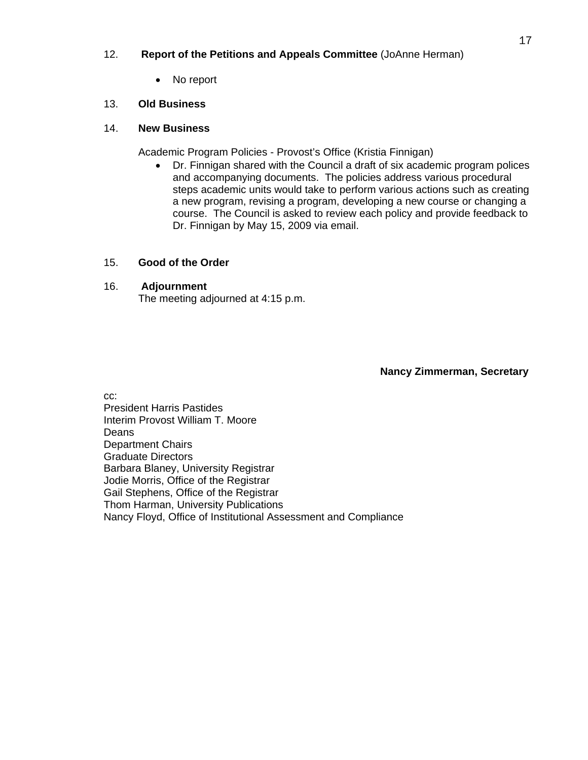12. **Report of the Petitions and Appeals Committee** (JoAnne Herman)

   - No report

13. **Old Business**

14. **New Business**

   Academic Program Policies - Provost's Office (Kristia Finnigan)

   - Dr. Finnigan shared with the Council a draft of six academic program polices and accompanying documents. The policies address various procedural steps academic units would take to perform various actions such as creating a new program, revising a program, developing a new course or changing a course. The Council is asked to review each policy and provide feedback to Dr. Finnigan by May 15, 2009 via email.

15. **Good of the Order**

16. **Adjournment**

   The meeting adjourned at 4:15 p.m.

**Nancy Zimmerman, Secretary**

cc:
President Harris Pastides
Interim Provost William T. Moore
Deans
Department Chairs
Graduate Directors
Barbara Blaney, University Registrar
Jodie Morris, Office of the Registrar
Gail Stephens, Office of the Registrar
Thom Harman, University Publications
Nancy Floyd, Office of Institutional Assessment and Compliance